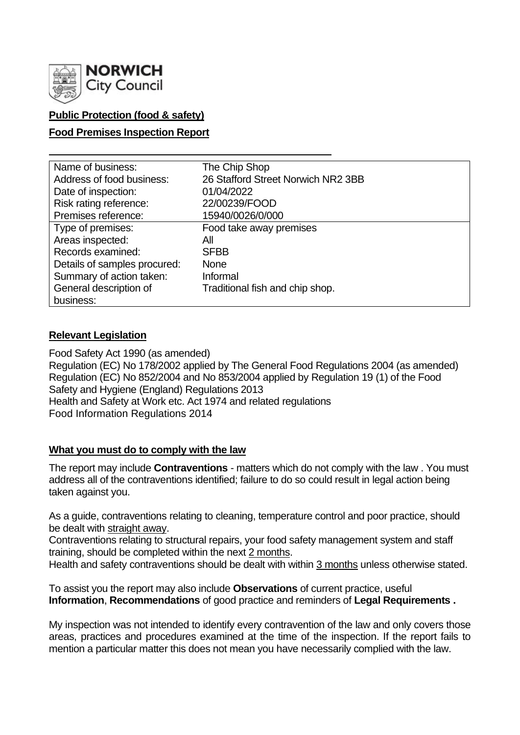**NORWICH City Council**

**Public Protection (food & safety)**

**Food Premises Inspection Report**

| Name of business: | The Chip Shop |
|---|---|
| Address of food business: | 26 Stafford Street Norwich NR2 3BB |
| Date of inspection: | 01/04/2022 |
| Risk rating reference: | 22/00239/FOOD |
| Premises reference: | 15940/0026/0/000 |
| Type of premises: | Food take away premises |
| Areas inspected: | All |
| Records examined: | SFBB |
| Details of samples procured: | None |
| Summary of action taken: | Informal |
| General description of business: | Traditional fish and chip shop. |

## Relevant Legislation

Food Safety Act 1990 (as amended)
Regulation (EC) No 178/2002 applied by The General Food Regulations 2004 (as amended)
Regulation (EC) No 852/2004 and No 853/2004 applied by Regulation 19 (1) of the Food Safety and Hygiene (England) Regulations 2013
Health and Safety at Work etc. Act 1974 and related regulations
Food Information Regulations 2014

## What you must do to comply with the law

The report may include **Contraventions** - matters which do not comply with the law . You must address all of the contraventions identified; failure to do so could result in legal action being taken against you.

As a guide, contraventions relating to cleaning, temperature control and poor practice, should be dealt with straight away.
Contraventions relating to structural repairs, your food safety management system and staff training, should be completed within the next 2 months.
Health and safety contraventions should be dealt with within 3 months unless otherwise stated.

To assist you the report may also include **Observations** of current practice, useful **Information**, **Recommendations** of good practice and reminders of **Legal Requirements .**

My inspection was not intended to identify every contravention of the law and only covers those areas, practices and procedures examined at the time of the inspection. If the report fails to mention a particular matter this does not mean you have necessarily complied with the law.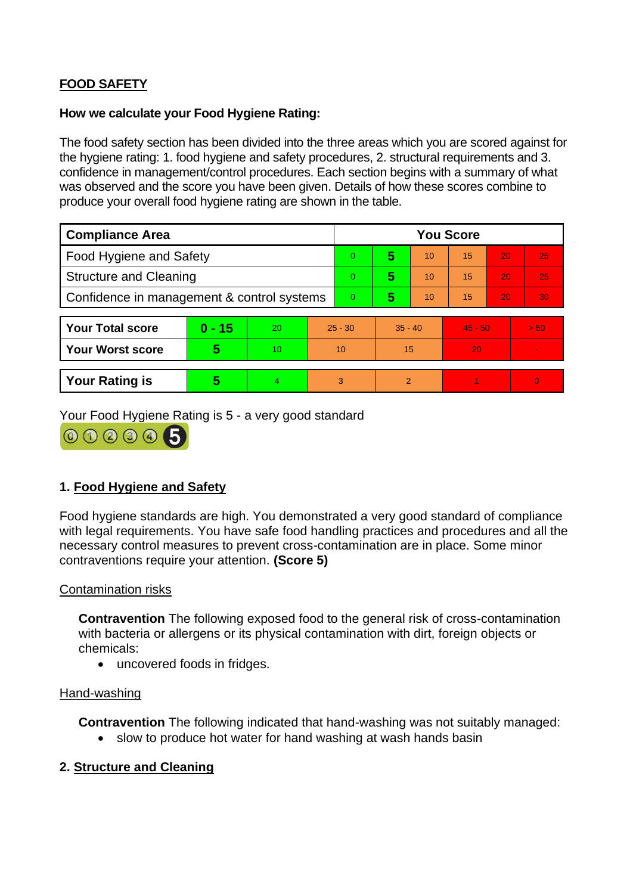## FOOD SAFETY

### How we calculate your Food Hygiene Rating:

The food safety section has been divided into the three areas which you are scored against for the hygiene rating: 1. food hygiene and safety procedures, 2. structural requirements and 3. confidence in management/control procedures. Each section begins with a summary of what was observed and the score you have been given. Details of how these scores combine to produce your overall food hygiene rating are shown in the table.

| Compliance Area | You Score | | | | | |
|---|---|---|---|---|---|---|
| Food Hygiene and Safety | 0 | **5** | 10 | 15 | 20 | 25 |
| Structure and Cleaning | 0 | **5** | 10 | 15 | 20 | 25 |
| Confidence in management & control systems | 0 | **5** | 10 | 15 | 20 | 30 |

| | | | | | | |
|---|---|---|---|---|---|---|
| **Your Total score** | **0 - 15** | 20 | 25 - 30 | 35 - 40 | 45 - 50 | > 50 |
| **Your Worst score** | **5** | 10 | 10 | 15 | 20 | - |

| | | | | | | |
|---|---|---|---|---|---|---|
| **Your Rating is** | **5** | 4 | 3 | 2 | 1 | 0 |

Your Food Hygiene Rating is 5 - a very good standard

## 1. Food Hygiene and Safety

Food hygiene standards are high. You demonstrated a very good standard of compliance with legal requirements. You have safe food handling practices and procedures and all the necessary control measures to prevent cross-contamination are in place. Some minor contraventions require your attention. **(Score 5)**

Contamination risks

**Contravention** The following exposed food to the general risk of cross-contamination with bacteria or allergens or its physical contamination with dirt, foreign objects or chemicals:

- uncovered foods in fridges.

Hand-washing

**Contravention** The following indicated that hand-washing was not suitably managed:

- slow to produce hot water for hand washing at wash hands basin

## 2. Structure and Cleaning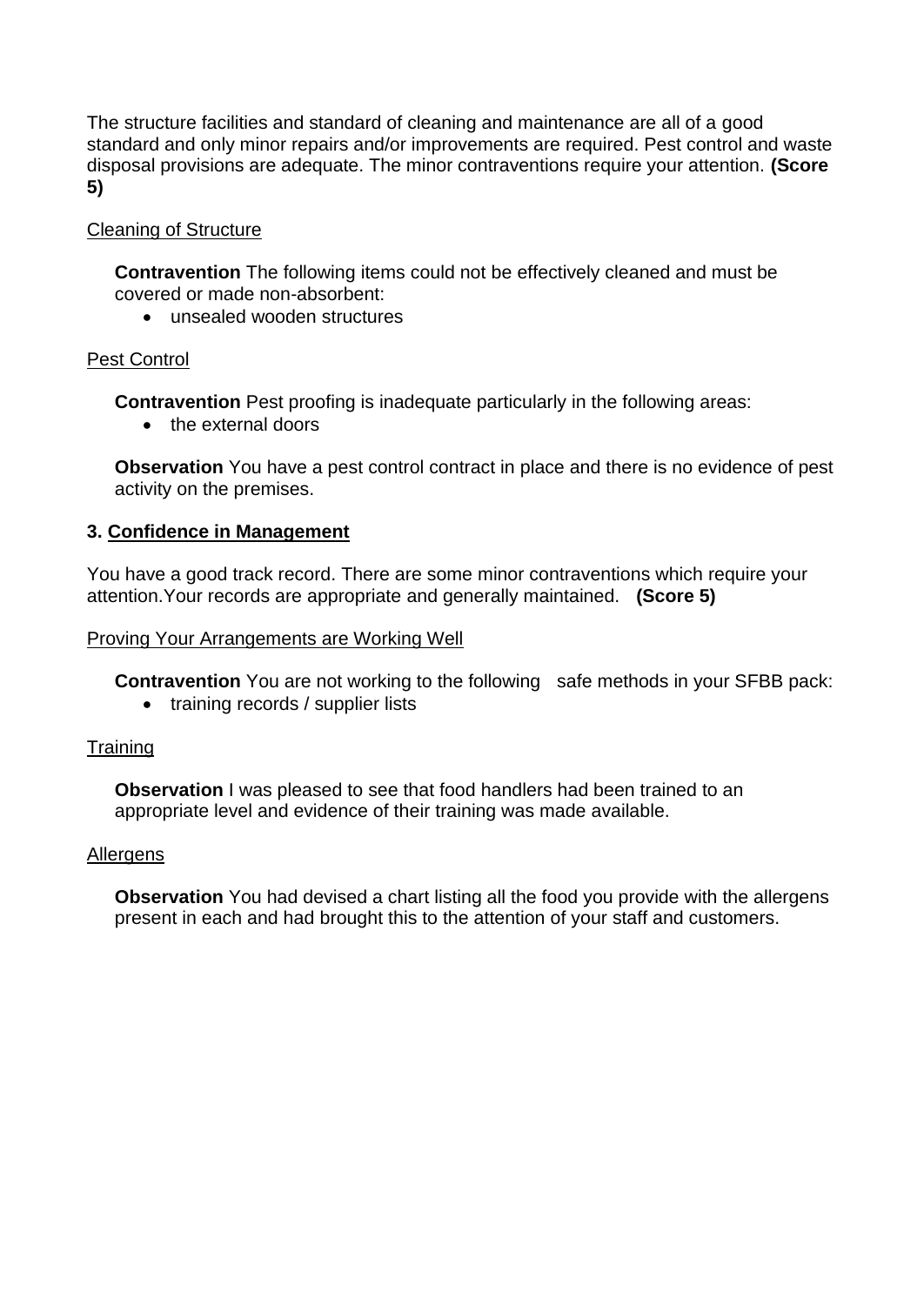The structure facilities and standard of cleaning and maintenance are all of a good standard and only minor repairs and/or improvements are required. Pest control and waste disposal provisions are adequate. The minor contraventions require your attention. **(Score 5)**

<u>Cleaning of Structure</u>

**Contravention** The following items could not be effectively cleaned and must be covered or made non-absorbent:

- unsealed wooden structures

<u>Pest Control</u>

**Contravention** Pest proofing is inadequate particularly in the following areas:

- the external doors

**Observation** You have a pest control contract in place and there is no evidence of pest activity on the premises.

**3. <u>Confidence in Management</u>**

You have a good track record. There are some minor contraventions which require your attention.Your records are appropriate and generally maintained. **(Score 5)**

<u>Proving Your Arrangements are Working Well</u>

**Contravention** You are not working to the following safe methods in your SFBB pack:

- training records / supplier lists

<u>Training</u>

**Observation** I was pleased to see that food handlers had been trained to an appropriate level and evidence of their training was made available.

<u>Allergens</u>

**Observation** You had devised a chart listing all the food you provide with the allergens present in each and had brought this to the attention of your staff and customers.